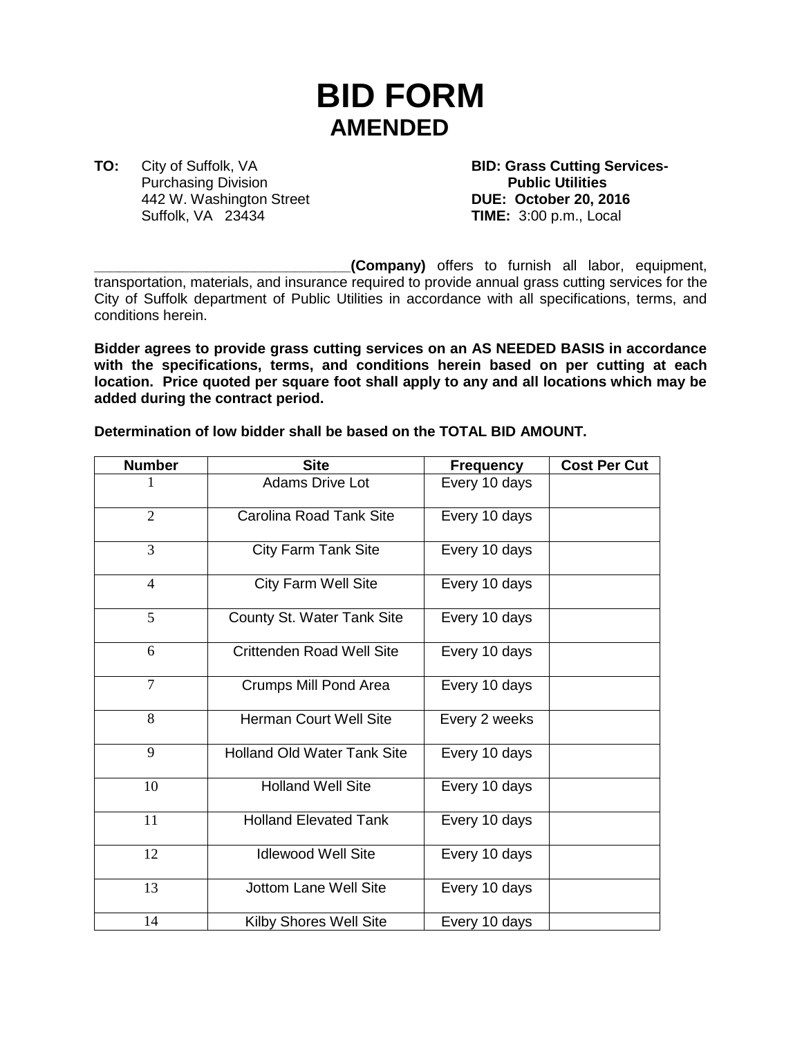# BID FORM
## AMENDED

**TO:** City of Suffolk, VA
Purchasing Division
442 W. Washington Street
Suffolk, VA 23434

**BID: Grass Cutting Services- Public Utilities**
**DUE: October 20, 2016**
**TIME:** 3:00 p.m., Local

________________________________**(Company)** offers to furnish all labor, equipment, transportation, materials, and insurance required to provide annual grass cutting services for the City of Suffolk department of Public Utilities in accordance with all specifications, terms, and conditions herein.

**Bidder agrees to provide grass cutting services on an AS NEEDED BASIS in accordance with the specifications, terms, and conditions herein based on per cutting at each location. Price quoted per square foot shall apply to any and all locations which may be added during the contract period.**

**Determination of low bidder shall be based on the TOTAL BID AMOUNT.**

| Number | Site | Frequency | Cost Per Cut |
|---|---|---|---|
| 1 | Adams Drive Lot | Every 10 days | |
| 2 | Carolina Road Tank Site | Every 10 days | |
| 3 | City Farm Tank Site | Every 10 days | |
| 4 | City Farm Well Site | Every 10 days | |
| 5 | County St. Water Tank Site | Every 10 days | |
| 6 | Crittenden Road Well Site | Every 10 days | |
| 7 | Crumps Mill Pond Area | Every 10 days | |
| 8 | Herman Court Well Site | Every 2 weeks | |
| 9 | Holland Old Water Tank Site | Every 10 days | |
| 10 | Holland Well Site | Every 10 days | |
| 11 | Holland Elevated Tank | Every 10 days | |
| 12 | Idlewood Well Site | Every 10 days | |
| 13 | Jottom Lane Well Site | Every 10 days | |
| 14 | Kilby Shores Well Site | Every 10 days | |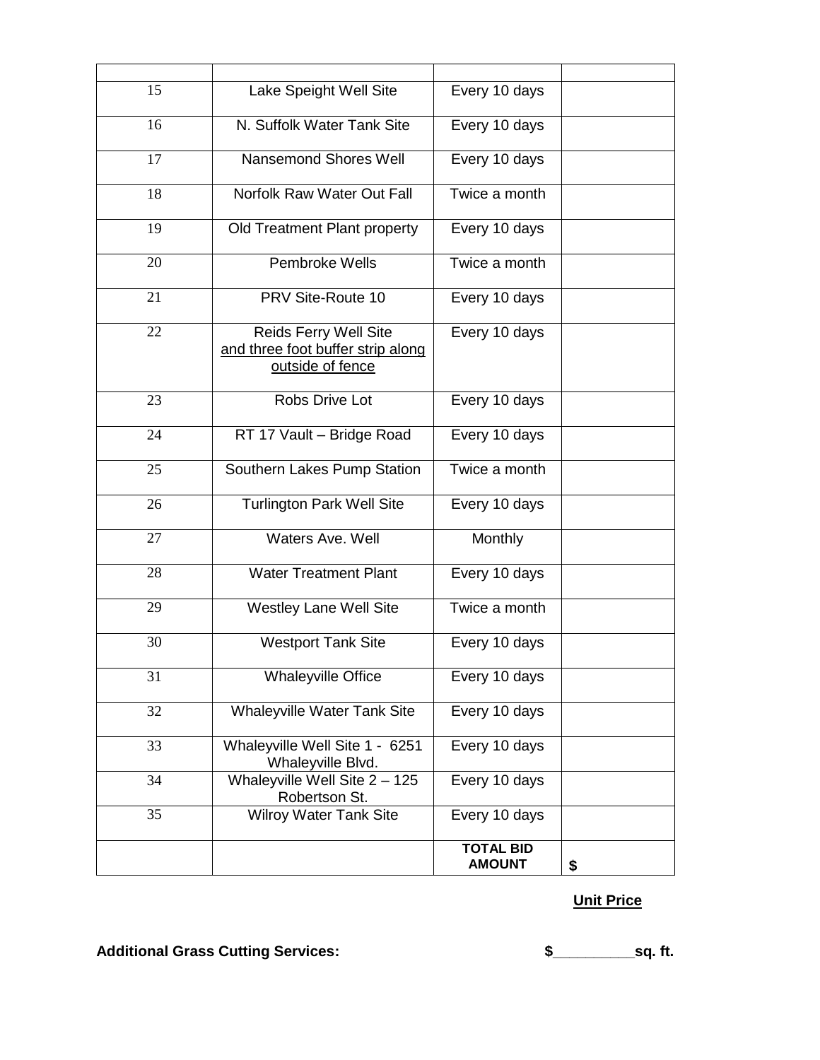| | | | |
|---|---|---|---|
| 15 | Lake Speight Well Site | Every 10 days | |
| 16 | N. Suffolk Water Tank Site | Every 10 days | |
| 17 | Nansemond Shores Well | Every 10 days | |
| 18 | Norfolk Raw Water Out Fall | Twice a month | |
| 19 | Old Treatment Plant property | Every 10 days | |
| 20 | Pembroke Wells | Twice a month | |
| 21 | PRV Site-Route 10 | Every 10 days | |
| 22 | Reids Ferry Well Site and three foot buffer strip along outside of fence | Every 10 days | |
| 23 | Robs Drive Lot | Every 10 days | |
| 24 | RT 17 Vault – Bridge Road | Every 10 days | |
| 25 | Southern Lakes Pump Station | Twice a month | |
| 26 | Turlington Park Well Site | Every 10 days | |
| 27 | Waters Ave. Well | Monthly | |
| 28 | Water Treatment Plant | Every 10 days | |
| 29 | Westley Lane Well Site | Twice a month | |
| 30 | Westport Tank Site | Every 10 days | |
| 31 | Whaleyville Office | Every 10 days | |
| 32 | Whaleyville Water Tank Site | Every 10 days | |
| 33 | Whaleyville Well Site 1 - 6251 Whaleyville Blvd. | Every 10 days | |
| 34 | Whaleyville Well Site 2 – 125 Robertson St. | Every 10 days | |
| 35 | Wilroy Water Tank Site | Every 10 days | |
| | | **TOTAL BID AMOUNT** | **$** |

**Unit Price**

**Additional Grass Cutting Services:** **$__________sq. ft.**